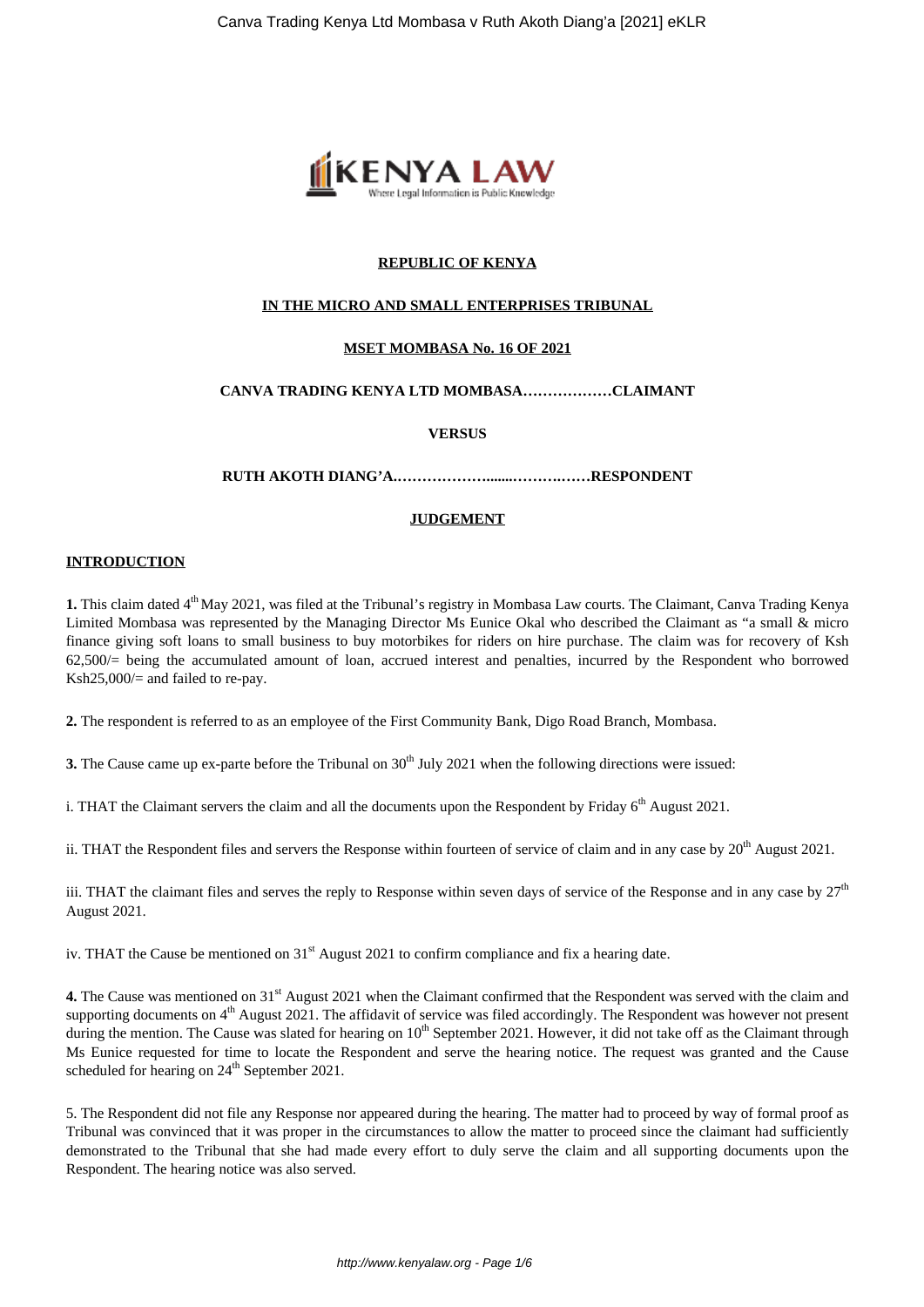**REPUBLIC OF KENYA**

**IN THE MICRO AND SMALL ENTERPRISES TRIBUNAL**

**MSET MOMBASA No. 16 OF 2021**

**CANVA TRADING KENYA LTD MOMBASA………………CLAIMANT**

**VERSUS**

**RUTH AKOTH DIANG'A.………………........……….……RESPONDENT**

**JUDGEMENT**

**INTRODUCTION**

**1.** This claim dated 4th May 2021, was filed at the Tribunal's registry in Mombasa Law courts. The Claimant, Canva Trading Kenya Limited Mombasa was represented by the Managing Director Ms Eunice Okal who described the Claimant as "a small & micro finance giving soft loans to small business to buy motorbikes for riders on hire purchase. The claim was for recovery of Ksh 62,500/= being the accumulated amount of loan, accrued interest and penalties, incurred by the Respondent who borrowed Ksh25,000/= and failed to re-pay.

**2.** The respondent is referred to as an employee of the First Community Bank, Digo Road Branch, Mombasa.

**3.** The Cause came up ex-parte before the Tribunal on 30th July 2021 when the following directions were issued:

i. THAT the Claimant servers the claim and all the documents upon the Respondent by Friday 6th August 2021.

ii. THAT the Respondent files and servers the Response within fourteen of service of claim and in any case by 20th August 2021.

iii. THAT the claimant files and serves the reply to Response within seven days of service of the Response and in any case by 27th August 2021.

iv. THAT the Cause be mentioned on 31st August 2021 to confirm compliance and fix a hearing date.

**4.** The Cause was mentioned on 31st August 2021 when the Claimant confirmed that the Respondent was served with the claim and supporting documents on 4th August 2021. The affidavit of service was filed accordingly. The Respondent was however not present during the mention. The Cause was slated for hearing on 10th September 2021. However, it did not take off as the Claimant through Ms Eunice requested for time to locate the Respondent and serve the hearing notice. The request was granted and the Cause scheduled for hearing on 24th September 2021.

5. The Respondent did not file any Response nor appeared during the hearing. The matter had to proceed by way of formal proof as Tribunal was convinced that it was proper in the circumstances to allow the matter to proceed since the claimant had sufficiently demonstrated to the Tribunal that she had made every effort to duly serve the claim and all supporting documents upon the Respondent. The hearing notice was also served.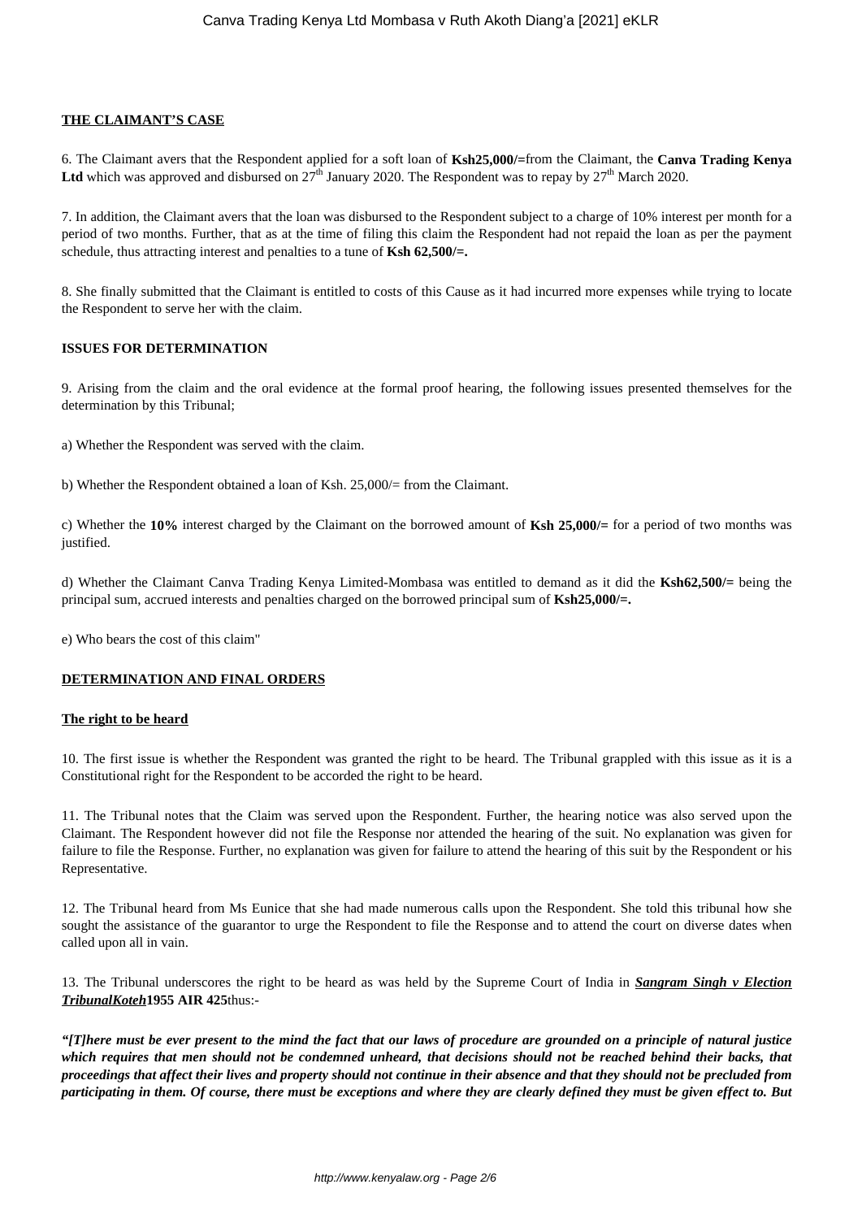**THE CLAIMANT'S CASE**

6. The Claimant avers that the Respondent applied for a soft loan of **Ksh25,000/=** from the Claimant, the **Canva Trading Kenya Ltd** which was approved and disbursed on 27th January 2020. The Respondent was to repay by 27th March 2020.

7. In addition, the Claimant avers that the loan was disbursed to the Respondent subject to a charge of 10% interest per month for a period of two months. Further, that as at the time of filing this claim the Respondent had not repaid the loan as per the payment schedule, thus attracting interest and penalties to a tune of **Ksh 62,500/=.**

8. She finally submitted that the Claimant is entitled to costs of this Cause as it had incurred more expenses while trying to locate the Respondent to serve her with the claim.

**ISSUES FOR DETERMINATION**

9. Arising from the claim and the oral evidence at the formal proof hearing, the following issues presented themselves for the determination by this Tribunal;

a) Whether the Respondent was served with the claim.

b) Whether the Respondent obtained a loan of Ksh. 25,000/= from the Claimant.

c) Whether the **10%** interest charged by the Claimant on the borrowed amount of **Ksh 25,000/=** for a period of two months was justified.

d) Whether the Claimant Canva Trading Kenya Limited-Mombasa was entitled to demand as it did the **Ksh62,500/=** being the principal sum, accrued interests and penalties charged on the borrowed principal sum of **Ksh25,000/=.**

e) Who bears the cost of this claim"

**DETERMINATION AND FINAL ORDERS**

**The right to be heard**

10. The first issue is whether the Respondent was granted the right to be heard. The Tribunal grappled with this issue as it is a Constitutional right for the Respondent to be accorded the right to be heard.

11. The Tribunal notes that the Claim was served upon the Respondent. Further, the hearing notice was also served upon the Claimant. The Respondent however did not file the Response nor attended the hearing of the suit. No explanation was given for failure to file the Response. Further, no explanation was given for failure to attend the hearing of this suit by the Respondent or his Representative.

12. The Tribunal heard from Ms Eunice that she had made numerous calls upon the Respondent. She told this tribunal how she sought the assistance of the guarantor to urge the Respondent to file the Response and to attend the court on diverse dates when called upon all in vain.

13. The Tribunal underscores the right to be heard as was held by the Supreme Court of India in ***Sangram Singh v Election TribunalKoteh*** **1955 AIR 425** thus:-

***"[T]here must be ever present to the mind the fact that our laws of procedure are grounded on a principle of natural justice which requires that men should not be condemned unheard, that decisions should not be reached behind their backs, that proceedings that affect their lives and property should not continue in their absence and that they should not be precluded from participating in them. Of course, there must be exceptions and where they are clearly defined they must be given effect to. But***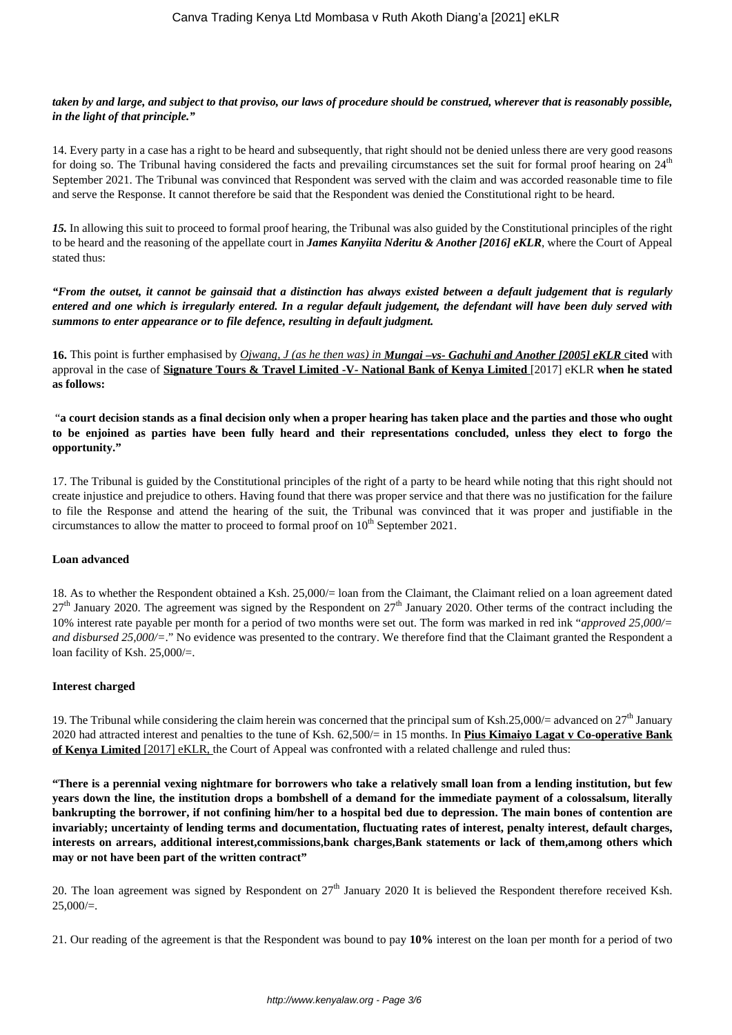***taken by and large, and subject to that proviso, our laws of procedure should be construed, wherever that is reasonably possible, in the light of that principle."***

14. Every party in a case has a right to be heard and subsequently, that right should not be denied unless there are very good reasons for doing so. The Tribunal having considered the facts and prevailing circumstances set the suit for formal proof hearing on 24th September 2021. The Tribunal was convinced that Respondent was served with the claim and was accorded reasonable time to file and serve the Response. It cannot therefore be said that the Respondent was denied the Constitutional right to be heard.

***15.*** In allowing this suit to proceed to formal proof hearing, the Tribunal was also guided by the Constitutional principles of the right to be heard and the reasoning of the appellate court in ***James Kanyiita Nderitu & Another [2016] eKLR***, where the Court of Appeal stated thus:

***"From the outset, it cannot be gainsaid that a distinction has always existed between a default judgement that is regularly entered and one which is irregularly entered. In a regular default judgement, the defendant will have been duly served with summons to enter appearance or to file defence, resulting in default judgment.***

**16.** This point is further emphasised by *Ojwang, J (as he then was) in* ***Mungai –vs- Gachuhi and Another [2005] eKLR*** **cited** with approval in the case of **Signature Tours & Travel Limited -V- National Bank of Kenya Limited** [2017] eKLR **when he stated as follows:**

"**a court decision stands as a final decision only when a proper hearing has taken place and the parties and those who ought to be enjoined as parties have been fully heard and their representations concluded, unless they elect to forgo the opportunity."**

17. The Tribunal is guided by the Constitutional principles of the right of a party to be heard while noting that this right should not create injustice and prejudice to others. Having found that there was proper service and that there was no justification for the failure to file the Response and attend the hearing of the suit, the Tribunal was convinced that it was proper and justifiable in the circumstances to allow the matter to proceed to formal proof on 10th September 2021.

**Loan advanced**

18. As to whether the Respondent obtained a Ksh. 25,000/= loan from the Claimant, the Claimant relied on a loan agreement dated 27th January 2020. The agreement was signed by the Respondent on 27th January 2020. Other terms of the contract including the 10% interest rate payable per month for a period of two months were set out. The form was marked in red ink "*approved 25,000/= and disbursed 25,000/=*." No evidence was presented to the contrary. We therefore find that the Claimant granted the Respondent a loan facility of Ksh. 25,000/=.

**Interest charged**

19. The Tribunal while considering the claim herein was concerned that the principal sum of Ksh.25,000/= advanced on 27th January 2020 had attracted interest and penalties to the tune of Ksh. 62,500/= in 15 months. In **Pius Kimaiyo Lagat v Co-operative Bank of Kenya Limited** [2017] eKLR, the Court of Appeal was confronted with a related challenge and ruled thus:

**"There is a perennial vexing nightmare for borrowers who take a relatively small loan from a lending institution, but few years down the line, the institution drops a bombshell of a demand for the immediate payment of a colossalsum, literally bankrupting the borrower, if not confining him/her to a hospital bed due to depression. The main bones of contention are invariably; uncertainty of lending terms and documentation, fluctuating rates of interest, penalty interest, default charges, interests on arrears, additional interest,commissions,bank charges,Bank statements or lack of them,among others which may or not have been part of the written contract"**

20. The loan agreement was signed by Respondent on 27th January 2020 It is believed the Respondent therefore received Ksh. 25,000/=.

21. Our reading of the agreement is that the Respondent was bound to pay **10%** interest on the loan per month for a period of two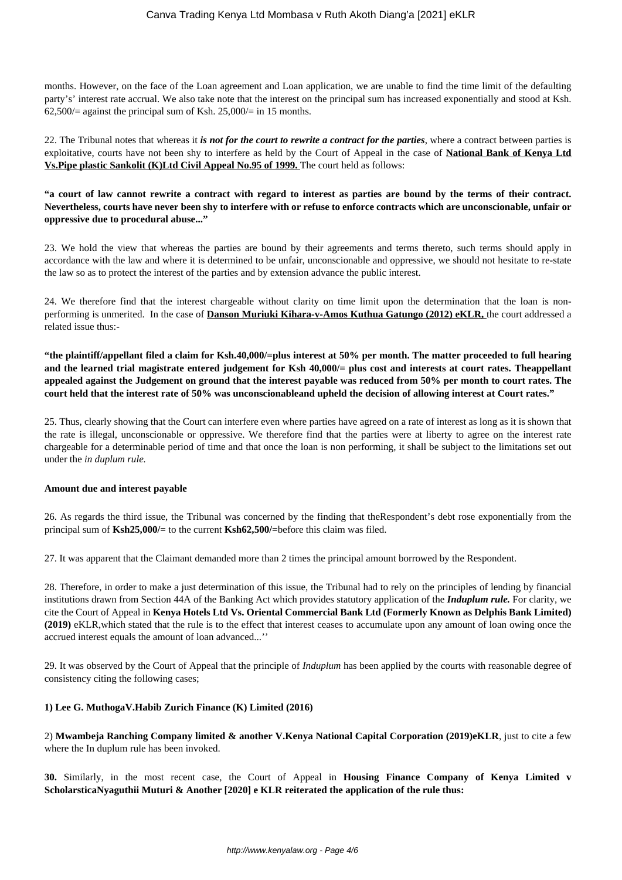months. However, on the face of the Loan agreement and Loan application, we are unable to find the time limit of the defaulting party's' interest rate accrual. We also take note that the interest on the principal sum has increased exponentially and stood at Ksh. 62,500/= against the principal sum of Ksh. 25,000/= in 15 months.

22. The Tribunal notes that whereas it ***is not for the court to rewrite a contract for the parties***, where a contract between parties is exploitative, courts have not been shy to interfere as held by the Court of Appeal in the case of **National Bank of Kenya Ltd Vs.Pipe plastic Sankolit (K)Ltd Civil Appeal No.95 of 1999.** The court held as follows:

**"a court of law cannot rewrite a contract with regard to interest as parties are bound by the terms of their contract. Nevertheless, courts have never been shy to interfere with or refuse to enforce contracts which are unconscionable, unfair or oppressive due to procedural abuse..."**

23. We hold the view that whereas the parties are bound by their agreements and terms thereto, such terms should apply in accordance with the law and where it is determined to be unfair, unconscionable and oppressive, we should not hesitate to re-state the law so as to protect the interest of the parties and by extension advance the public interest.

24. We therefore find that the interest chargeable without clarity on time limit upon the determination that the loan is non-performing is unmerited. In the case of **Danson Muriuki Kihara-v-Amos Kuthua Gatungo (2012) eKLR,** the court addressed a related issue thus:-

**"the plaintiff/appellant filed a claim for Ksh.40,000/=plus interest at 50% per month. The matter proceeded to full hearing and the learned trial magistrate entered judgement for Ksh 40,000/= plus cost and interests at court rates. Theappellant appealed against the Judgement on ground that the interest payable was reduced from 50% per month to court rates. The court held that the interest rate of 50% was unconscionableand upheld the decision of allowing interest at Court rates."**

25. Thus, clearly showing that the Court can interfere even where parties have agreed on a rate of interest as long as it is shown that the rate is illegal, unconscionable or oppressive. We therefore find that the parties were at liberty to agree on the interest rate chargeable for a determinable period of time and that once the loan is non performing, it shall be subject to the limitations set out under the *in duplum rule.*

**Amount due and interest payable**

26. As regards the third issue, the Tribunal was concerned by the finding that theRespondent's debt rose exponentially from the principal sum of **Ksh25,000/=** to the current **Ksh62,500/=**before this claim was filed.

27. It was apparent that the Claimant demanded more than 2 times the principal amount borrowed by the Respondent.

28. Therefore, in order to make a just determination of this issue, the Tribunal had to rely on the principles of lending by financial institutions drawn from Section 44A of the Banking Act which provides statutory application of the ***Induplum rule.*** For clarity, we cite the Court of Appeal in **Kenya Hotels Ltd Vs. Oriental Commercial Bank Ltd (Formerly Known as Delphis Bank Limited) (2019)** eKLR,which stated that the rule is to the effect that interest ceases to accumulate upon any amount of loan owing once the accrued interest equals the amount of loan advanced...''

29. It was observed by the Court of Appeal that the principle of *Induplum* has been applied by the courts with reasonable degree of consistency citing the following cases;

**1) Lee G. MuthogaV.Habib Zurich Finance (K) Limited (2016)**

2) **Mwambeja Ranching Company limited & another V.Kenya National Capital Corporation (2019)eKLR**, just to cite a few where the In duplum rule has been invoked.

**30.** Similarly, in the most recent case, the Court of Appeal in **Housing Finance Company of Kenya Limited v ScholarsticaNyaguthii Muturi & Another [2020] e KLR reiterated the application of the rule thus:**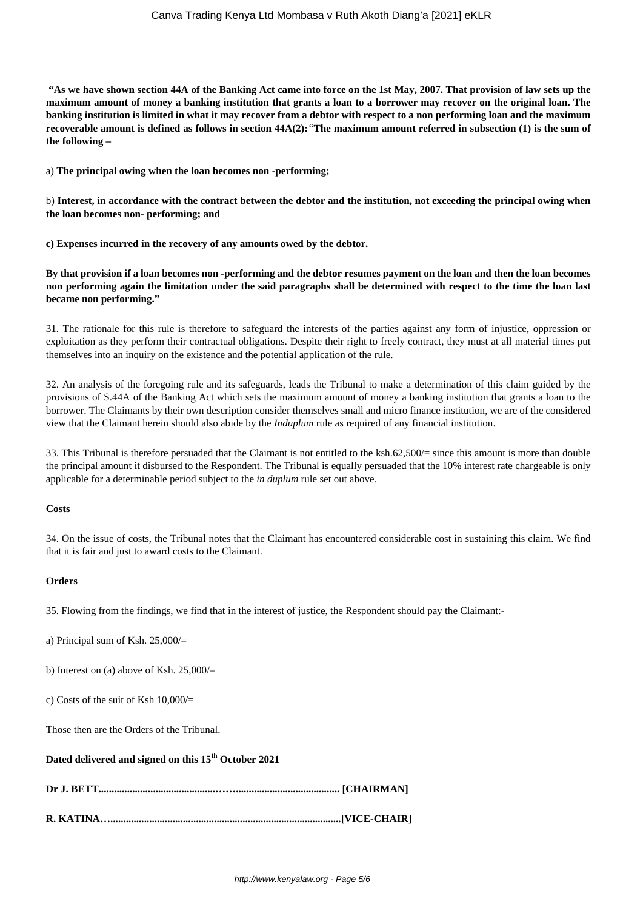**"As we have shown section 44A of the Banking Act came into force on the 1st May, 2007. That provision of law sets up the maximum amount of money a banking institution that grants a loan to a borrower may recover on the original loan. The banking institution is limited in what it may recover from a debtor with respect to a non performing loan and the maximum recoverable amount is defined as follows in section 44A(2):**"**The maximum amount referred in subsection (1) is the sum of the following –**

a) **The principal owing when the loan becomes non -performing;**

b) **Interest, in accordance with the contract between the debtor and the institution, not exceeding the principal owing when the loan becomes non- performing; and**

**c) Expenses incurred in the recovery of any amounts owed by the debtor.**

**By that provision if a loan becomes non -performing and the debtor resumes payment on the loan and then the loan becomes non performing again the limitation under the said paragraphs shall be determined with respect to the time the loan last became non performing."**

31. The rationale for this rule is therefore to safeguard the interests of the parties against any form of injustice, oppression or exploitation as they perform their contractual obligations. Despite their right to freely contract, they must at all material times put themselves into an inquiry on the existence and the potential application of the rule.

32. An analysis of the foregoing rule and its safeguards, leads the Tribunal to make a determination of this claim guided by the provisions of S.44A of the Banking Act which sets the maximum amount of money a banking institution that grants a loan to the borrower. The Claimants by their own description consider themselves small and micro finance institution, we are of the considered view that the Claimant herein should also abide by the *Induplum* rule as required of any financial institution.

33. This Tribunal is therefore persuaded that the Claimant is not entitled to the ksh.62,500/= since this amount is more than double the principal amount it disbursed to the Respondent. The Tribunal is equally persuaded that the 10% interest rate chargeable is only applicable for a determinable period subject to the *in duplum* rule set out above.

**Costs**

34. On the issue of costs, the Tribunal notes that the Claimant has encountered considerable cost in sustaining this claim. We find that it is fair and just to award costs to the Claimant.

**Orders**

35. Flowing from the findings, we find that in the interest of justice, the Respondent should pay the Claimant:-

a) Principal sum of Ksh. 25,000/=

b) Interest on (a) above of Ksh. 25,000/=

c) Costs of the suit of Ksh 10,000/=

Those then are the Orders of the Tribunal.

**Dated delivered and signed on this 15th October 2021**

**Dr J. BETT.............................................…….................................... [CHAIRMAN]**

**R. KATINA….........................................................................................[VICE-CHAIR]**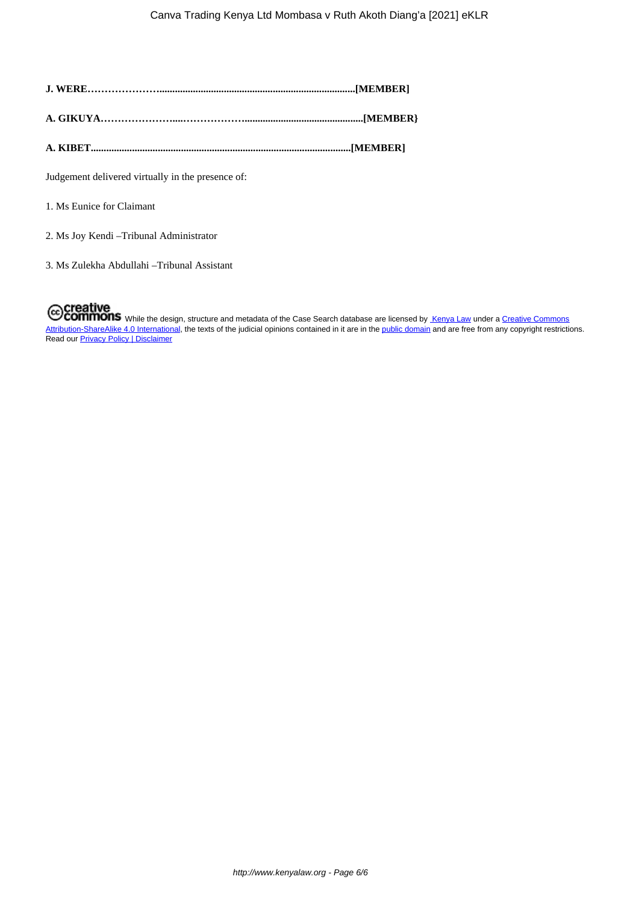**J. WERE…………………..........................................................................[MEMBER]**

**A. GIKUYA…………………....………………..............................................[MEMBER}**

**A. KIBET....................................................................................................[MEMBER]**

Judgement delivered virtually in the presence of:

1. Ms Eunice for Claimant

2. Ms Joy Kendi –Tribunal Administrator

3. Ms Zulekha Abdullahi –Tribunal Assistant

While the design, structure and metadata of the Case Search database are licensed by Kenya Law under a Creative Commons Attribution-ShareAlike 4.0 International, the texts of the judicial opinions contained in it are in the public domain and are free from any copyright restrictions. Read our Privacy Policy | Disclaimer